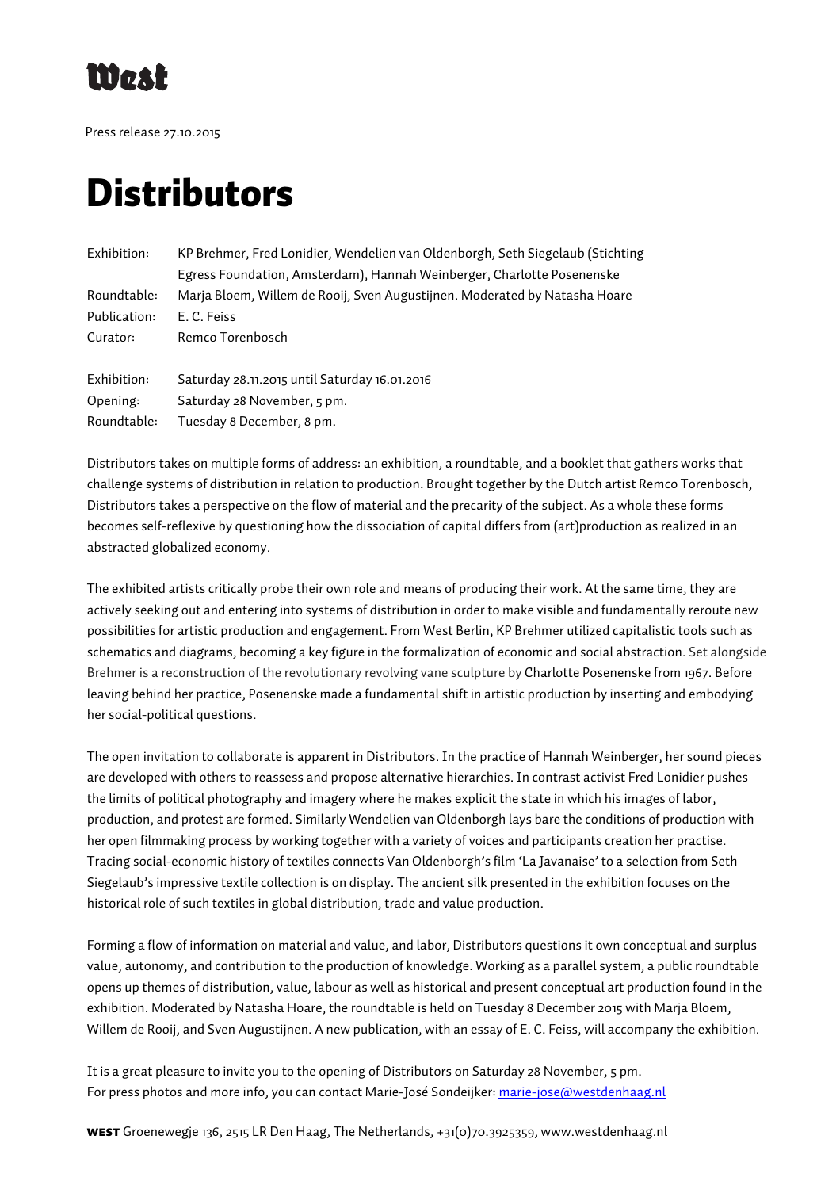West

Press release 27.10.2015

# Distributors

| | |
|---|---|
| Exhibition: | KP Brehmer, Fred Lonidier, Wendelien van Oldenborgh, Seth Siegelaub (Stichting Egress Foundation, Amsterdam), Hannah Weinberger, Charlotte Posenenske |
| Roundtable: | Marja Bloem, Willem de Rooij, Sven Augustijnen. Moderated by Natasha Hoare |
| Publication: | E. C. Feiss |
| Curator: | Remco Torenbosch |

| | |
|---|---|
| Exhibition: | Saturday 28.11.2015 until Saturday 16.01.2016 |
| Opening: | Saturday 28 November, 5 pm. |
| Roundtable: | Tuesday 8 December, 8 pm. |

Distributors takes on multiple forms of address: an exhibition, a roundtable, and a booklet that gathers works that challenge systems of distribution in relation to production. Brought together by the Dutch artist Remco Torenbosch, Distributors takes a perspective on the flow of material and the precarity of the subject. As a whole these forms becomes self-reflexive by questioning how the dissociation of capital differs from (art)production as realized in an abstracted globalized economy.

The exhibited artists critically probe their own role and means of producing their work. At the same time, they are actively seeking out and entering into systems of distribution in order to make visible and fundamentally reroute new possibilities for artistic production and engagement. From West Berlin, KP Brehmer utilized capitalistic tools such as schematics and diagrams, becoming a key figure in the formalization of economic and social abstraction. Set alongside Brehmer is a reconstruction of the revolutionary revolving vane sculpture by Charlotte Posenenske from 1967. Before leaving behind her practice, Posenenske made a fundamental shift in artistic production by inserting and embodying her social-political questions.

The open invitation to collaborate is apparent in Distributors. In the practice of Hannah Weinberger, her sound pieces are developed with others to reassess and propose alternative hierarchies. In contrast activist Fred Lonidier pushes the limits of political photography and imagery where he makes explicit the state in which his images of labor, production, and protest are formed. Similarly Wendelien van Oldenborgh lays bare the conditions of production with her open filmmaking process by working together with a variety of voices and participants creation her practise. Tracing social-economic history of textiles connects Van Oldenborgh's film 'La Javanaise' to a selection from Seth Siegelaub's impressive textile collection is on display. The ancient silk presented in the exhibition focuses on the historical role of such textiles in global distribution, trade and value production.

Forming a flow of information on material and value, and labor, Distributors questions it own conceptual and surplus value, autonomy, and contribution to the production of knowledge. Working as a parallel system, a public roundtable opens up themes of distribution, value, labour as well as historical and present conceptual art production found in the exhibition. Moderated by Natasha Hoare, the roundtable is held on Tuesday 8 December 2015 with Marja Bloem, Willem de Rooij, and Sven Augustijnen. A new publication, with an essay of E. C. Feiss, will accompany the exhibition.

It is a great pleasure to invite you to the opening of Distributors on Saturday 28 November, 5 pm.
For press photos and more info, you can contact Marie-José Sondeijker: marie-jose@westdenhaag.nl

**WEST** Groenewegje 136, 2515 LR Den Haag, The Netherlands, +31(0)70.3925359, www.westdenhaag.nl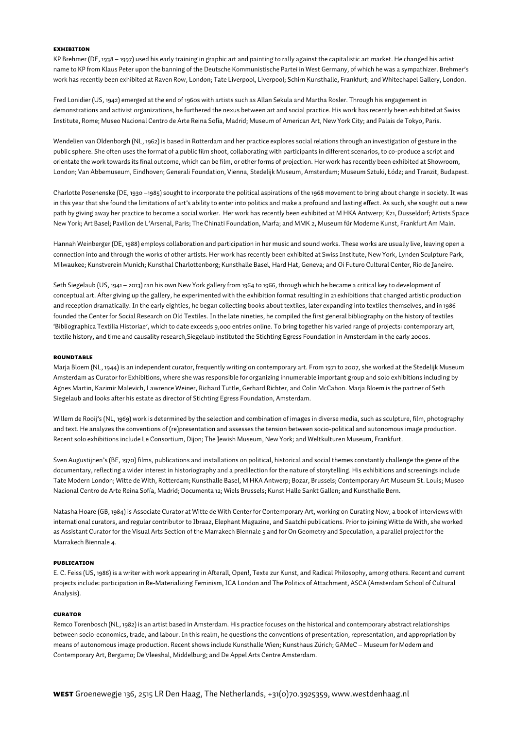## EXHIBITION

KP Brehmer (DE, 1938 – 1997) used his early training in graphic art and painting to rally against the capitalistic art market. He changed his artist name to KP from Klaus Peter upon the banning of the Deutsche Kommunistische Partei in West Germany, of which he was a sympathizer. Brehmer's work has recently been exhibited at Raven Row, London; Tate Liverpool, Liverpool; Schirn Kunsthalle, Frankfurt; and Whitechapel Gallery, London.

Fred Lonidier (US, 1942) emerged at the end of 1960s with artists such as Allan Sekula and Martha Rosler. Through his engagement in demonstrations and activist organizations, he furthered the nexus between art and social practice. His work has recently been exhibited at Swiss Institute, Rome; Museo Nacional Centro de Arte Reina Sofía, Madrid; Museum of American Art, New York City; and Palais de Tokyo, Paris.

Wendelien van Oldenborgh (NL, 1962) is based in Rotterdam and her practice explores social relations through an investigation of gesture in the public sphere. She often uses the format of a public film shoot, collaborating with participants in different scenarios, to co-produce a script and orientate the work towards its final outcome, which can be film, or other forms of projection. Her work has recently been exhibited at Showroom, London; Van Abbemuseum, Eindhoven; Generali Foundation, Vienna, Stedelijk Museum, Amsterdam; Museum Sztuki, Łódz; and Tranzit, Budapest.

Charlotte Posenenske (DE, 1930 –1985) sought to incorporate the political aspirations of the 1968 movement to bring about change in society. It was in this year that she found the limitations of art's ability to enter into politics and make a profound and lasting effect. As such, she sought out a new path by giving away her practice to become a social worker. Her work has recently been exhibited at M HKA Antwerp; K21, Dusseldorf; Artists Space New York; Art Basel; Pavillon de L'Arsenal, Paris; The Chinati Foundation, Marfa; and MMK 2, Museum für Moderne Kunst, Frankfurt Am Main.

Hannah Weinberger (DE, 1988) employs collaboration and participation in her music and sound works. These works are usually live, leaving open a connection into and through the works of other artists. Her work has recently been exhibited at Swiss Institute, New York, Lynden Sculpture Park, Milwaukee; Kunstverein Munich; Kunsthal Charlottenborg; Kunsthalle Basel, Hard Hat, Geneva; and Oi Futuro Cultural Center, Rio de Janeiro.

Seth Siegelaub (US, 1941 – 2013) ran his own New York gallery from 1964 to 1966, through which he became a critical key to development of conceptual art. After giving up the gallery, he experimented with the exhibition format resulting in 21 exhibitions that changed artistic production and reception dramatically. In the early eighties, he began collecting books about textiles, later expanding into textiles themselves, and in 1986 founded the Center for Social Research on Old Textiles. In the late nineties, he compiled the first general bibliography on the history of textiles 'Bibliographica Textilia Historiae', which to date exceeds 9,000 entries online. To bring together his varied range of projects: contemporary art, textile history, and time and causality research,Siegelaub instituted the Stichting Egress Foundation in Amsterdam in the early 2000s.

## ROUNDTABLE

Marja Bloem (NL, 1944) is an independent curator, frequently writing on contemporary art. From 1971 to 2007, she worked at the Stedelijk Museum Amsterdam as Curator for Exhibitions, where she was responsible for organizing innumerable important group and solo exhibitions including by Agnes Martin, Kazimir Malevich, Lawrence Weiner, Richard Tuttle, Gerhard Richter, and Colin McCahon. Marja Bloem is the partner of Seth Siegelaub and looks after his estate as director of Stichting Egress Foundation, Amsterdam.

Willem de Rooij's (NL, 1969) work is determined by the selection and combination of images in diverse media, such as sculpture, film, photography and text. He analyzes the conventions of (re)presentation and assesses the tension between socio-political and autonomous image production. Recent solo exhibitions include Le Consortium, Dijon; The Jewish Museum, New York; and Weltkulturen Museum, Frankfurt.

Sven Augustijnen's (BE, 1970) films, publications and installations on political, historical and social themes constantly challenge the genre of the documentary, reflecting a wider interest in historiography and a predilection for the nature of storytelling. His exhibitions and screenings include Tate Modern London; Witte de With, Rotterdam; Kunsthalle Basel, M HKA Antwerp; Bozar, Brussels; Contemporary Art Museum St. Louis; Museo Nacional Centro de Arte Reina Sofía, Madrid; Documenta 12; Wiels Brussels; Kunst Halle Sankt Gallen; and Kunsthalle Bern.

Natasha Hoare (GB, 1984) is Associate Curator at Witte de With Center for Contemporary Art, working on Curating Now, a book of interviews with international curators, and regular contributor to Ibraaz, Elephant Magazine, and Saatchi publications. Prior to joining Witte de With, she worked as Assistant Curator for the Visual Arts Section of the Marrakech Biennale 5 and for On Geometry and Speculation, a parallel project for the Marrakech Biennale 4.

## PUBLICATION

E. C. Feiss (US, 1986) is a writer with work appearing in Afterall, Open!, Texte zur Kunst, and Radical Philosophy, among others. Recent and current projects include: participation in Re-Materializing Feminism, ICA London and The Politics of Attachment, ASCA (Amsterdam School of Cultural Analysis).

## CURATOR

Remco Torenbosch (NL, 1982) is an artist based in Amsterdam. His practice focuses on the historical and contemporary abstract relationships between socio-economics, trade, and labour. In this realm, he questions the conventions of presentation, representation, and appropriation by means of autonomous image production. Recent shows include Kunsthalle Wien; Kunsthaus Zürich; GAMeC – Museum for Modern and Contemporary Art, Bergamo; De Vleeshal, Middelburg; and De Appel Arts Centre Amsterdam.

**WEST** Groenewegje 136, 2515 LR Den Haag, The Netherlands, +31(0)70.3925359, www.westdenhaag.nl